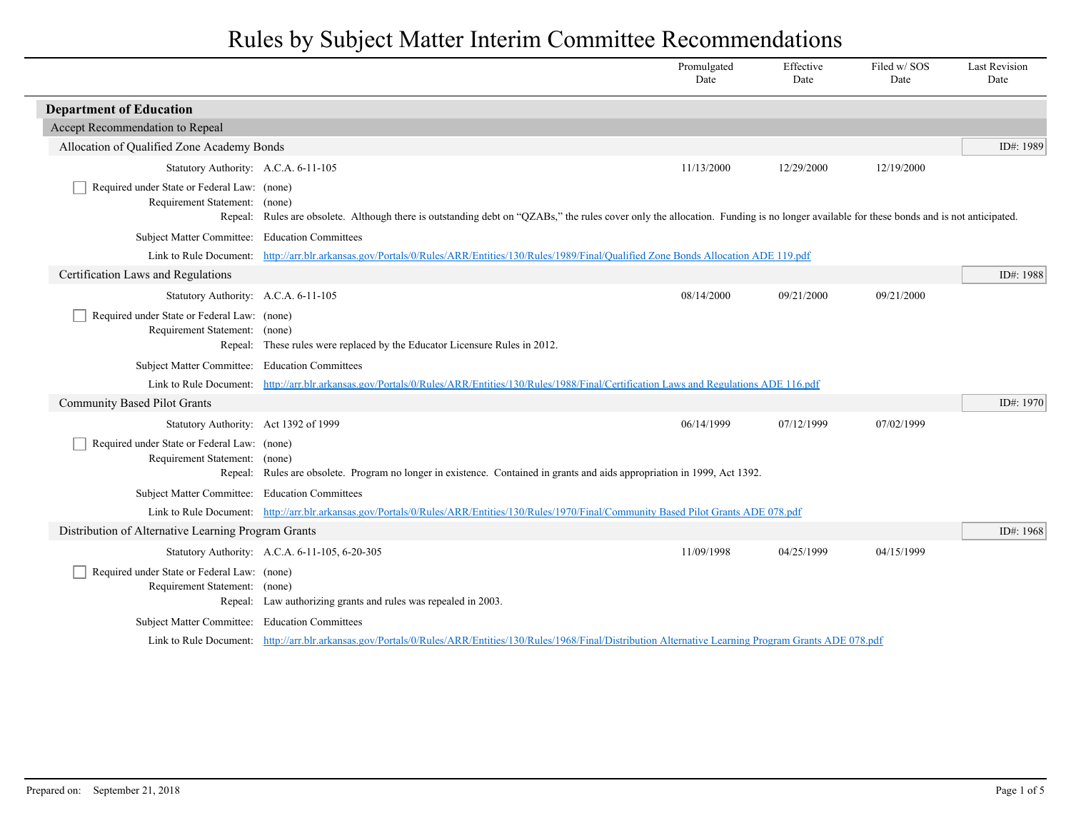# Rules by Subject Matter Interim Committee Recommendations

| | Promulgated Date | Effective Date | Filed w/ SOS Date | Last Revision Date |
|---|---|---|---|---|

## Department of Education

### Accept Recommendation to Repeal

#### Allocation of Qualified Zone Academy Bonds

ID#: 1989

| | Promulgated Date | Effective Date | Filed w/ SOS Date | Last Revision Date |
|---|---|---|---|---|
| Statutory Authority: A.C.A. 6-11-105 | 11/13/2000 | 12/29/2000 | 12/19/2000 | |

☐ Required under State or Federal Law: (none)

Requirement Statement: (none)

Repeal: Rules are obsolete. Although there is outstanding debt on "QZABs," the rules cover only the allocation. Funding is no longer available for these bonds and is not anticipated.

Subject Matter Committee: Education Committees

Link to Rule Document: [http://arr.blr.arkansas.gov/Portals/0/Rules/ARR/Entities/130/Rules/1989/Final/Qualified Zone Bonds Allocation ADE 119.pdf](http://arr.blr.arkansas.gov/Portals/0/Rules/ARR/Entities/130/Rules/1989/Final/Qualified Zone Bonds Allocation ADE 119.pdf)

#### Certification Laws and Regulations

ID#: 1988

| | Promulgated Date | Effective Date | Filed w/ SOS Date | Last Revision Date |
|---|---|---|---|---|
| Statutory Authority: A.C.A. 6-11-105 | 08/14/2000 | 09/21/2000 | 09/21/2000 | |

☐ Required under State or Federal Law: (none)

Requirement Statement: (none)

Repeal: These rules were replaced by the Educator Licensure Rules in 2012.

Subject Matter Committee: Education Committees

Link to Rule Document: [http://arr.blr.arkansas.gov/Portals/0/Rules/ARR/Entities/130/Rules/1988/Final/Certification Laws and Regulations ADE 116.pdf](http://arr.blr.arkansas.gov/Portals/0/Rules/ARR/Entities/130/Rules/1988/Final/Certification Laws and Regulations ADE 116.pdf)

#### Community Based Pilot Grants

ID#: 1970

| | Promulgated Date | Effective Date | Filed w/ SOS Date | Last Revision Date |
|---|---|---|---|---|
| Statutory Authority: Act 1392 of 1999 | 06/14/1999 | 07/12/1999 | 07/02/1999 | |

☐ Required under State or Federal Law: (none)

Requirement Statement: (none)

Repeal: Rules are obsolete. Program no longer in existence. Contained in grants and aids appropriation in 1999, Act 1392.

Subject Matter Committee: Education Committees

Link to Rule Document: [http://arr.blr.arkansas.gov/Portals/0/Rules/ARR/Entities/130/Rules/1970/Final/Community Based Pilot Grants ADE 078.pdf](http://arr.blr.arkansas.gov/Portals/0/Rules/ARR/Entities/130/Rules/1970/Final/Community Based Pilot Grants ADE 078.pdf)

#### Distribution of Alternative Learning Program Grants

ID#: 1968

| | Promulgated Date | Effective Date | Filed w/ SOS Date | Last Revision Date |
|---|---|---|---|---|
| Statutory Authority: A.C.A. 6-11-105, 6-20-305 | 11/09/1998 | 04/25/1999 | 04/15/1999 | |

☐ Required under State or Federal Law: (none)

Requirement Statement: (none)

Repeal: Law authorizing grants and rules was repealed in 2003.

Subject Matter Committee: Education Committees

Link to Rule Document: [http://arr.blr.arkansas.gov/Portals/0/Rules/ARR/Entities/130/Rules/1968/Final/Distribution Alternative Learning Program Grants ADE 078.pdf](http://arr.blr.arkansas.gov/Portals/0/Rules/ARR/Entities/130/Rules/1968/Final/Distribution Alternative Learning Program Grants ADE 078.pdf)

Prepared on: September 21, 2018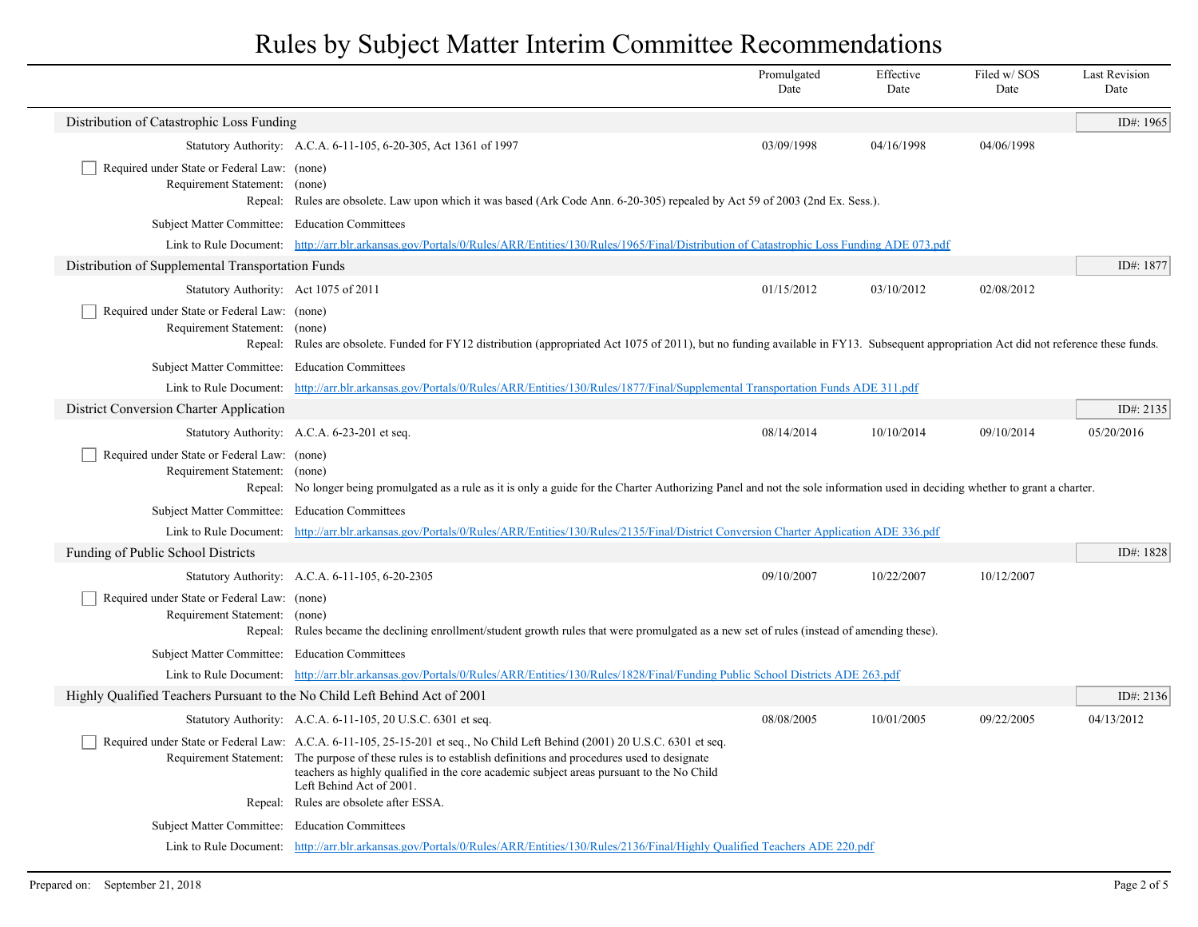# Rules by Subject Matter Interim Committee Recommendations

| | | Promulgated Date | Effective Date | Filed w/ SOS Date | Last Revision Date |
|---|---|---|---|---|---|

## Distribution of Catastrophic Loss Funding

ID#: 1965

| | | Promulgated Date | Effective Date | Filed w/ SOS Date | Last Revision Date |
|---|---|---|---|---|---|
| Statutory Authority: | A.C.A. 6-11-105, 6-20-305, Act 1361 of 1997 | 03/09/1998 | 04/16/1998 | 04/06/1998 | |

☐ Required under State or Federal Law: (none)

Requirement Statement: (none)

Repeal: Rules are obsolete. Law upon which it was based (Ark Code Ann. 6-20-305) repealed by Act 59 of 2003 (2nd Ex. Sess.).

Subject Matter Committee: Education Committees

Link to Rule Document: http://arr.blr.arkansas.gov/Portals/0/Rules/ARR/Entities/130/Rules/1965/Final/Distribution of Catastrophic Loss Funding ADE 073.pdf

## Distribution of Supplemental Transportation Funds

ID#: 1877

| | | Promulgated Date | Effective Date | Filed w/ SOS Date | Last Revision Date |
|---|---|---|---|---|---|
| Statutory Authority: | Act 1075 of 2011 | 01/15/2012 | 03/10/2012 | 02/08/2012 | |

☐ Required under State or Federal Law: (none)

Requirement Statement: (none)

Repeal: Rules are obsolete. Funded for FY12 distribution (appropriated Act 1075 of 2011), but no funding available in FY13. Subsequent appropriation Act did not reference these funds.

Subject Matter Committee: Education Committees

Link to Rule Document: http://arr.blr.arkansas.gov/Portals/0/Rules/ARR/Entities/130/Rules/1877/Final/Supplemental Transportation Funds ADE 311.pdf

## District Conversion Charter Application

ID#: 2135

| | | Promulgated Date | Effective Date | Filed w/ SOS Date | Last Revision Date |
|---|---|---|---|---|---|
| Statutory Authority: | A.C.A. 6-23-201 et seq. | 08/14/2014 | 10/10/2014 | 09/10/2014 | 05/20/2016 |

☐ Required under State or Federal Law: (none)

Requirement Statement: (none)

Repeal: No longer being promulgated as a rule as it is only a guide for the Charter Authorizing Panel and not the sole information used in deciding whether to grant a charter.

Subject Matter Committee: Education Committees

Link to Rule Document: http://arr.blr.arkansas.gov/Portals/0/Rules/ARR/Entities/130/Rules/2135/Final/District Conversion Charter Application ADE 336.pdf

## Funding of Public School Districts

ID#: 1828

| | | Promulgated Date | Effective Date | Filed w/ SOS Date | Last Revision Date |
|---|---|---|---|---|---|
| Statutory Authority: | A.C.A. 6-11-105, 6-20-2305 | 09/10/2007 | 10/22/2007 | 10/12/2007 | |

☐ Required under State or Federal Law: (none)

Requirement Statement: (none)

Repeal: Rules became the declining enrollment/student growth rules that were promulgated as a new set of rules (instead of amending these).

Subject Matter Committee: Education Committees

Link to Rule Document: http://arr.blr.arkansas.gov/Portals/0/Rules/ARR/Entities/130/Rules/1828/Final/Funding Public School Districts ADE 263.pdf

## Highly Qualified Teachers Pursuant to the No Child Left Behind Act of 2001

ID#: 2136

| | | Promulgated Date | Effective Date | Filed w/ SOS Date | Last Revision Date |
|---|---|---|---|---|---|
| Statutory Authority: | A.C.A. 6-11-105, 20 U.S.C. 6301 et seq. | 08/08/2005 | 10/01/2005 | 09/22/2005 | 04/13/2012 |

☐ Required under State or Federal Law: A.C.A. 6-11-105, 25-15-201 et seq., No Child Left Behind (2001) 20 U.S.C. 6301 et seq.

Requirement Statement: The purpose of these rules is to establish definitions and procedures used to designate teachers as highly qualified in the core academic subject areas pursuant to the No Child Left Behind Act of 2001.

Repeal: Rules are obsolete after ESSA.

Subject Matter Committee: Education Committees

Link to Rule Document: http://arr.blr.arkansas.gov/Portals/0/Rules/ARR/Entities/130/Rules/2136/Final/Highly Qualified Teachers ADE 220.pdf

Prepared on: September 21, 2018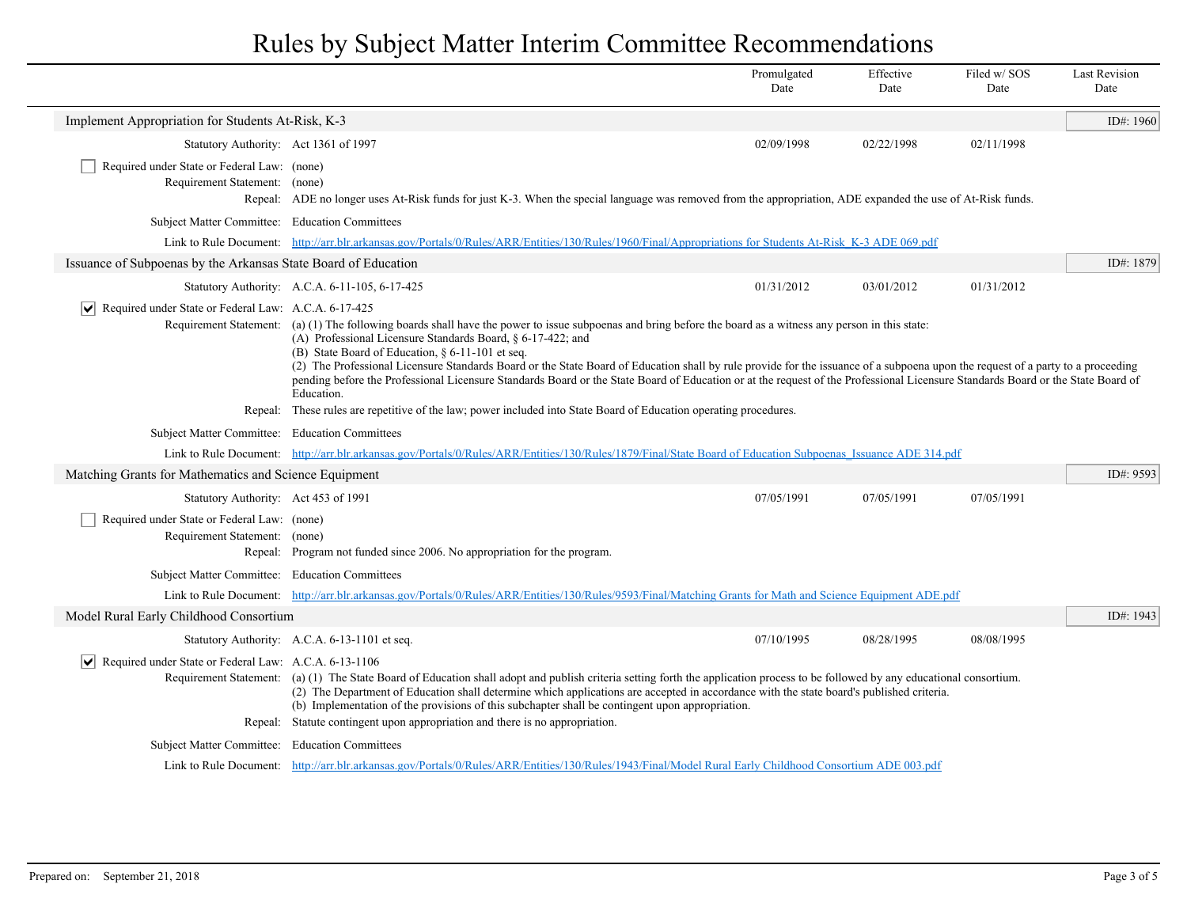# Rules by Subject Matter Interim Committee Recommendations

| | Promulgated Date | Effective Date | Filed w/ SOS Date | Last Revision Date |
|---|---|---|---|---|

## Implement Appropriation for Students At-Risk, K-3

**ID#: 1960**

| | Promulgated Date | Effective Date | Filed w/ SOS Date | Last Revision Date |
|---|---|---|---|---|
| Statutory Authority: Act 1361 of 1997 | 02/09/1998 | 02/22/1998 | 02/11/1998 | |

- [ ] Required under State or Federal Law: (none)

Requirement Statement: (none)

Repeal: ADE no longer uses At-Risk funds for just K-3. When the special language was removed from the appropriation, ADE expanded the use of At-Risk funds.

Subject Matter Committee: Education Committees

Link to Rule Document: [http://arr.blr.arkansas.gov/Portals/0/Rules/ARR/Entities/130/Rules/1960/Final/Appropriations for Students At-Risk_K-3 ADE 069.pdf](http://arr.blr.arkansas.gov/Portals/0/Rules/ARR/Entities/130/Rules/1960/Final/Appropriations for Students At-Risk_K-3 ADE 069.pdf)

## Issuance of Subpoenas by the Arkansas State Board of Education

**ID#: 1879**

| | Promulgated Date | Effective Date | Filed w/ SOS Date | Last Revision Date |
|---|---|---|---|---|
| Statutory Authority: A.C.A. 6-11-105, 6-17-425 | 01/31/2012 | 03/01/2012 | 01/31/2012 | |

- [x] Required under State or Federal Law: A.C.A. 6-17-425

Requirement Statement: (a) (1) The following boards shall have the power to issue subpoenas and bring before the board as a witness any person in this state:
(A) Professional Licensure Standards Board, § 6-17-422; and
(B) State Board of Education, § 6-11-101 et seq.
(2) The Professional Licensure Standards Board or the State Board of Education shall by rule provide for the issuance of a subpoena upon the request of a party to a proceeding pending before the Professional Licensure Standards Board or the State Board of Education or at the request of the Professional Licensure Standards Board or the State Board of Education.

Repeal: These rules are repetitive of the law; power included into State Board of Education operating procedures.

Subject Matter Committee: Education Committees

Link to Rule Document: [http://arr.blr.arkansas.gov/Portals/0/Rules/ARR/Entities/130/Rules/1879/Final/State Board of Education Subpoenas_Issuance ADE 314.pdf](http://arr.blr.arkansas.gov/Portals/0/Rules/ARR/Entities/130/Rules/1879/Final/State Board of Education Subpoenas_Issuance ADE 314.pdf)

## Matching Grants for Mathematics and Science Equipment

**ID#: 9593**

| | Promulgated Date | Effective Date | Filed w/ SOS Date | Last Revision Date |
|---|---|---|---|---|
| Statutory Authority: Act 453 of 1991 | 07/05/1991 | 07/05/1991 | 07/05/1991 | |

- [ ] Required under State or Federal Law: (none)

Requirement Statement: (none)

Repeal: Program not funded since 2006. No appropriation for the program.

Subject Matter Committee: Education Committees

Link to Rule Document: [http://arr.blr.arkansas.gov/Portals/0/Rules/ARR/Entities/130/Rules/9593/Final/Matching Grants for Math and Science Equipment ADE.pdf](http://arr.blr.arkansas.gov/Portals/0/Rules/ARR/Entities/130/Rules/9593/Final/Matching Grants for Math and Science Equipment ADE.pdf)

## Model Rural Early Childhood Consortium

**ID#: 1943**

| | Promulgated Date | Effective Date | Filed w/ SOS Date | Last Revision Date |
|---|---|---|---|---|
| Statutory Authority: A.C.A. 6-13-1101 et seq. | 07/10/1995 | 08/28/1995 | 08/08/1995 | |

- [x] Required under State or Federal Law: A.C.A. 6-13-1106

Requirement Statement: (a) (1) The State Board of Education shall adopt and publish criteria setting forth the application process to be followed by any educational consortium.
(2) The Department of Education shall determine which applications are accepted in accordance with the state board's published criteria.
(b) Implementation of the provisions of this subchapter shall be contingent upon appropriation.

Repeal: Statute contingent upon appropriation and there is no appropriation.

Subject Matter Committee: Education Committees

Link to Rule Document: [http://arr.blr.arkansas.gov/Portals/0/Rules/ARR/Entities/130/Rules/1943/Final/Model Rural Early Childhood Consortium ADE 003.pdf](http://arr.blr.arkansas.gov/Portals/0/Rules/ARR/Entities/130/Rules/1943/Final/Model Rural Early Childhood Consortium ADE 003.pdf)

Prepared on: September 21, 2018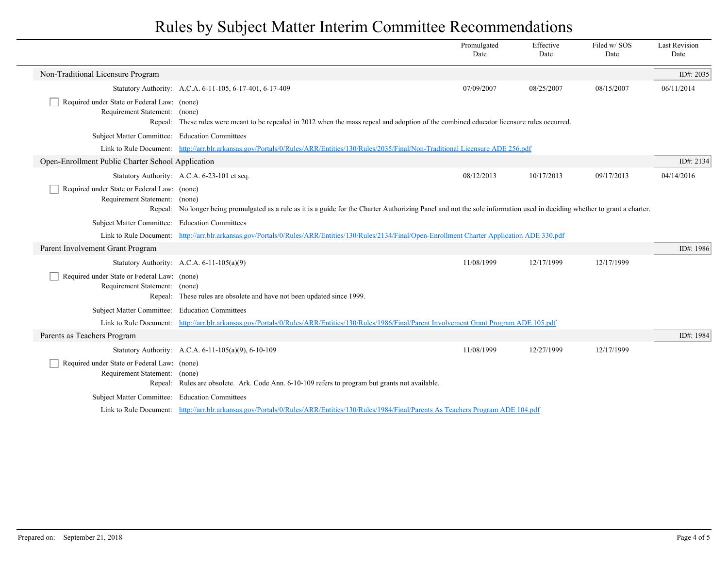# Rules by Subject Matter Interim Committee Recommendations

| | Promulgated Date | Effective Date | Filed w/ SOS Date | Last Revision Date |
|---|---|---|---|---|

## Non-Traditional Licensure Program

ID#: 2035

| | | Promulgated Date | Effective Date | Filed w/ SOS Date | Last Revision Date |
|---|---|---|---|---|---|
| Statutory Authority: | A.C.A. 6-11-105, 6-17-401, 6-17-409 | 07/09/2007 | 08/25/2007 | 08/15/2007 | 06/11/2014 |

- [ ] Required under State or Federal Law: (none)

Requirement Statement: (none)

Repeal: These rules were meant to be repealed in 2012 when the mass repeal and adoption of the combined educator licensure rules occurred.

Subject Matter Committee: Education Committees

Link to Rule Document: http://arr.blr.arkansas.gov/Portals/0/Rules/ARR/Entities/130/Rules/2035/Final/Non-Traditional Licensure ADE 256.pdf

## Open-Enrollment Public Charter School Application

ID#: 2134

| | | Promulgated Date | Effective Date | Filed w/ SOS Date | Last Revision Date |
|---|---|---|---|---|---|
| Statutory Authority: | A.C.A. 6-23-101 et seq. | 08/12/2013 | 10/17/2013 | 09/17/2013 | 04/14/2016 |

- [ ] Required under State or Federal Law: (none)

Requirement Statement: (none)

Repeal: No longer being promulgated as a rule as it is a guide for the Charter Authorizing Panel and not the sole information used in deciding whether to grant a charter.

Subject Matter Committee: Education Committees

Link to Rule Document: http://arr.blr.arkansas.gov/Portals/0/Rules/ARR/Entities/130/Rules/2134/Final/Open-Enrollment Charter Application ADE 330.pdf

## Parent Involvement Grant Program

ID#: 1986

| | | Promulgated Date | Effective Date | Filed w/ SOS Date | Last Revision Date |
|---|---|---|---|---|---|
| Statutory Authority: | A.C.A. 6-11-105(a)(9) | 11/08/1999 | 12/17/1999 | 12/17/1999 | |

- [ ] Required under State or Federal Law: (none)

Requirement Statement: (none)

Repeal: These rules are obsolete and have not been updated since 1999.

Subject Matter Committee: Education Committees

Link to Rule Document: http://arr.blr.arkansas.gov/Portals/0/Rules/ARR/Entities/130/Rules/1986/Final/Parent Involvement Grant Program ADE 105.pdf

## Parents as Teachers Program

ID#: 1984

| | | Promulgated Date | Effective Date | Filed w/ SOS Date | Last Revision Date |
|---|---|---|---|---|---|
| Statutory Authority: | A.C.A. 6-11-105(a)(9), 6-10-109 | 11/08/1999 | 12/27/1999 | 12/17/1999 | |

- [ ] Required under State or Federal Law: (none)

Requirement Statement: (none)

Repeal: Rules are obsolete. Ark. Code Ann. 6-10-109 refers to program but grants not available.

Subject Matter Committee: Education Committees

Link to Rule Document: http://arr.blr.arkansas.gov/Portals/0/Rules/ARR/Entities/130/Rules/1984/Final/Parents As Teachers Program ADE 104.pdf

Prepared on: September 21, 2018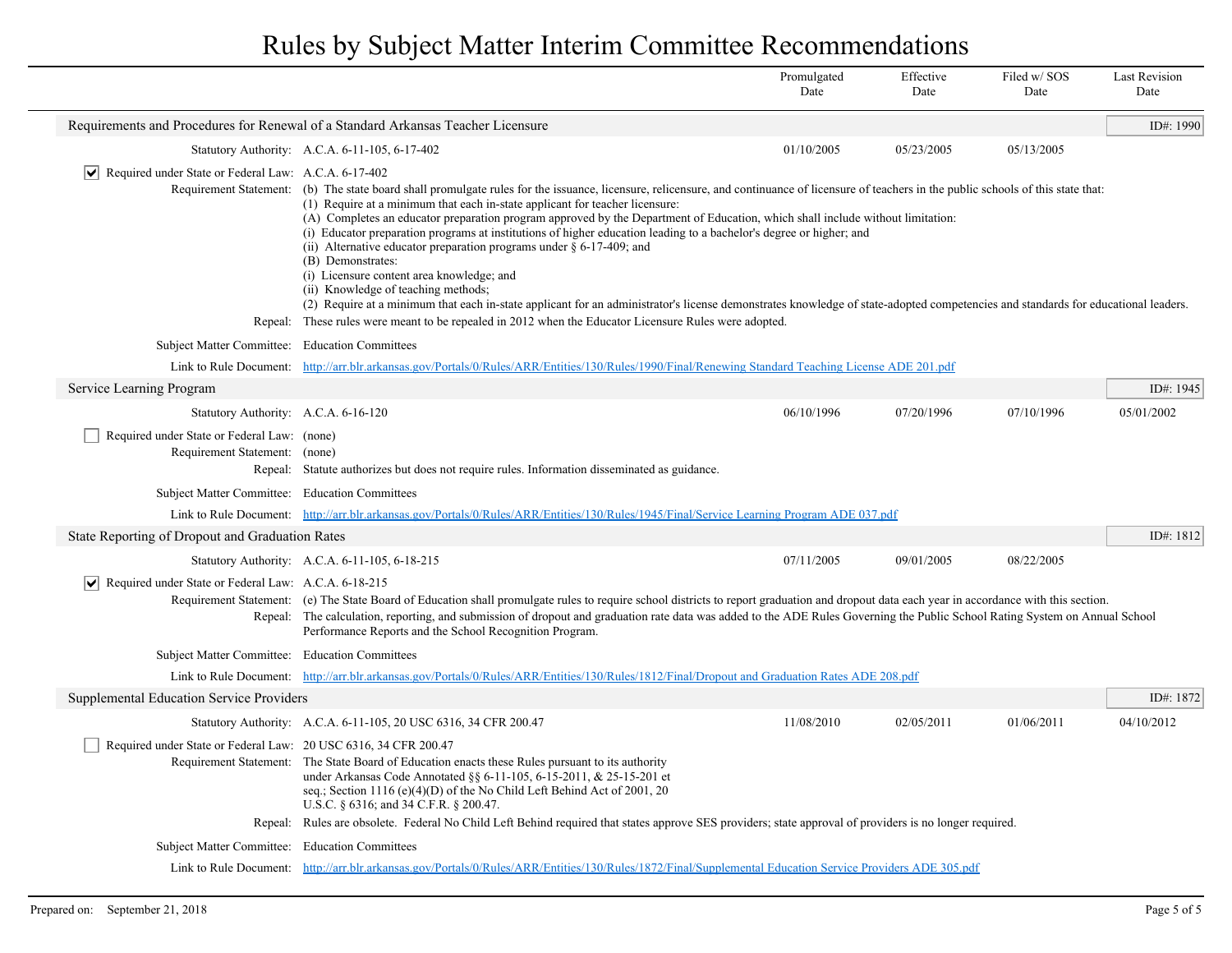# Rules by Subject Matter Interim Committee Recommendations

| | Promulgated Date | Effective Date | Filed w/ SOS Date | Last Revision Date |
|---|---|---|---|---|

## Requirements and Procedures for Renewal of a Standard Arkansas Teacher Licensure

ID#: 1990

| | Promulgated Date | Effective Date | Filed w/ SOS Date | Last Revision Date |
|---|---|---|---|---|
| Statutory Authority: A.C.A. 6-11-105, 6-17-402 | 01/10/2005 | 05/23/2005 | 05/13/2005 | |

- [x] Required under State or Federal Law: A.C.A. 6-17-402

**Requirement Statement:** (b) The state board shall promulgate rules for the issuance, licensure, relicensure, and continuance of licensure of teachers in the public schools of this state that:
(1) Require at a minimum that each in-state applicant for teacher licensure:
(A) Completes an educator preparation program approved by the Department of Education, which shall include without limitation:
(i) Educator preparation programs at institutions of higher education leading to a bachelor's degree or higher; and
(ii) Alternative educator preparation programs under § 6-17-409; and
(B) Demonstrates:
(i) Licensure content area knowledge; and
(ii) Knowledge of teaching methods;
(2) Require at a minimum that each in-state applicant for an administrator's license demonstrates knowledge of state-adopted competencies and standards for educational leaders.

**Repeal:** These rules were meant to be repealed in 2012 when the Educator Licensure Rules were adopted.

**Subject Matter Committee:** Education Committees

**Link to Rule Document:** http://arr.blr.arkansas.gov/Portals/0/Rules/ARR/Entities/130/Rules/1990/Final/Renewing Standard Teaching License ADE 201.pdf

## Service Learning Program

ID#: 1945

| | Promulgated Date | Effective Date | Filed w/ SOS Date | Last Revision Date |
|---|---|---|---|---|
| Statutory Authority: A.C.A. 6-16-120 | 06/10/1996 | 07/20/1996 | 07/10/1996 | 05/01/2002 |

- [ ] Required under State or Federal Law: (none)

**Requirement Statement:** (none)

**Repeal:** Statute authorizes but does not require rules. Information disseminated as guidance.

**Subject Matter Committee:** Education Committees

**Link to Rule Document:** http://arr.blr.arkansas.gov/Portals/0/Rules/ARR/Entities/130/Rules/1945/Final/Service Learning Program ADE 037.pdf

## State Reporting of Dropout and Graduation Rates

ID#: 1812

| | Promulgated Date | Effective Date | Filed w/ SOS Date | Last Revision Date |
|---|---|---|---|---|
| Statutory Authority: A.C.A. 6-11-105, 6-18-215 | 07/11/2005 | 09/01/2005 | 08/22/2005 | |

- [x] Required under State or Federal Law: A.C.A. 6-18-215

**Requirement Statement:** (e) The State Board of Education shall promulgate rules to require school districts to report graduation and dropout data each year in accordance with this section.

**Repeal:** The calculation, reporting, and submission of dropout and graduation rate data was added to the ADE Rules Governing the Public School Rating System on Annual School Performance Reports and the School Recognition Program.

**Subject Matter Committee:** Education Committees

**Link to Rule Document:** http://arr.blr.arkansas.gov/Portals/0/Rules/ARR/Entities/130/Rules/1812/Final/Dropout and Graduation Rates ADE 208.pdf

## Supplemental Education Service Providers

ID#: 1872

| | Promulgated Date | Effective Date | Filed w/ SOS Date | Last Revision Date |
|---|---|---|---|---|
| Statutory Authority: A.C.A. 6-11-105, 20 USC 6316, 34 CFR 200.47 | 11/08/2010 | 02/05/2011 | 01/06/2011 | 04/10/2012 |

- [ ] Required under State or Federal Law: 20 USC 6316, 34 CFR 200.47

**Requirement Statement:** The State Board of Education enacts these Rules pursuant to its authority under Arkansas Code Annotated §§ 6-11-105, 6-15-2011, & 25-15-201 et seq.; Section 1116 (e)(4)(D) of the No Child Left Behind Act of 2001, 20 U.S.C. § 6316; and 34 C.F.R. § 200.47.

**Repeal:** Rules are obsolete. Federal No Child Left Behind required that states approve SES providers; state approval of providers is no longer required.

**Subject Matter Committee:** Education Committees

**Link to Rule Document:** http://arr.blr.arkansas.gov/Portals/0/Rules/ARR/Entities/130/Rules/1872/Final/Supplemental Education Service Providers ADE 305.pdf

Prepared on: September 21, 2018